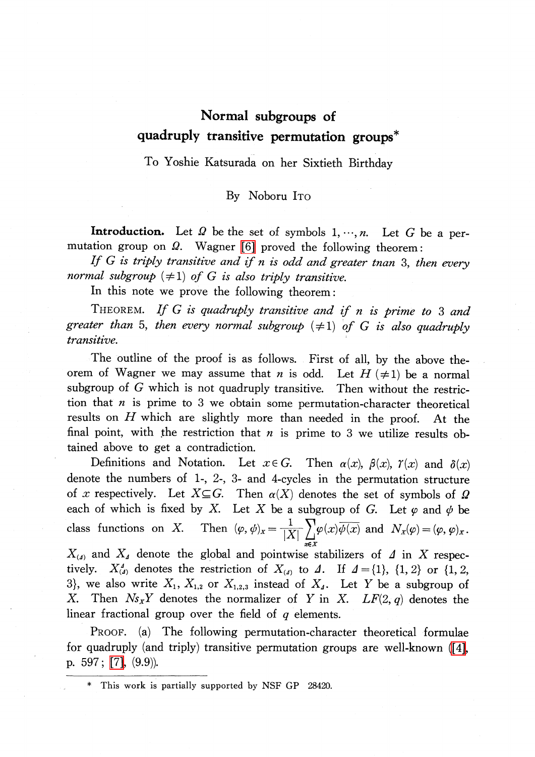# Normal subgroups of quadruply transitive permutation groups*

To Yoshie Katsurada on her Sixtieth Birthday

By Noboru Ito

**Introduction.** Let $\Omega$ be the set of symbols $1, \cdots, n$. Let $G$ be a permutation group on $\Omega$. Wagner [6] proved the following theorem:

*If $G$ is triply transitive and if $n$ is odd and greater tnan 3, then every normal subgroup $(\neq 1)$ of $G$ is also triply transitive.*

In this note we prove the following theorem:

THEOREM. *If $G$ is quadruply transitive and if $n$ is prime to 3 and greater than 5, then every normal subgroup $(\neq 1)$ of $G$ is also quadruply transitive.*

The outline of the proof is as follows. First of all, by the above theorem of Wagner we may assume that $n$ is odd. Let $H$ $(\neq 1)$ be a normal subgroup of $G$ which is not quadruply transitive. Then without the restriction that $n$ is prime to 3 we obtain some permutation-character theoretical results on $H$ which are slightly more than needed in the proof. At the final point, with the restriction that $n$ is prime to 3 we utilize results obtained above to get a contradiction.

Definitions and Notation. Let $x \in G$. Then $\alpha(x)$, $\beta(x)$, $\gamma(x)$ and $\delta(x)$ denote the numbers of 1-, 2-, 3- and 4-cycles in the permutation structure of $x$ respectively. Let $X \subseteq G$. Then $\alpha(X)$ denotes the set of symbols of $\Omega$ each of which is fixed by $X$. Let $X$ be a subgroup of $G$. Let $\varphi$ and $\phi$ be class functions on $X$. Then $(\varphi, \phi)_X = \frac{1}{|X|}\sum_{x \in X}\varphi(x)\overline{\phi(x)}$ and $N_X(\varphi) = (\varphi, \varphi)_X$. $X_{(\Delta)}$ and $X_\Delta$ denote the global and pointwise stabilizers of $\Delta$ in $X$ respectively. $X_{(\Delta)}^{\Delta}$ denotes the restriction of $X_{(\Delta)}$ to $\Delta$. If $\Delta = \{1\}$, $\{1, 2\}$ or $\{1, 2, 3\}$, we also write $X_1$, $X_{1,2}$ or $X_{1,2,3}$ instead of $X_\Delta$. Let $Y$ be a subgroup of $X$. Then $Ns_X Y$ denotes the normalizer of $Y$ in $X$. $LF(2, q)$ denotes the linear fractional group over the field of $q$ elements.

PROOF. (a) The following permutation-character theoretical formulae for quadruply (and triply) transitive permutation groups are well-known ([4], p. 597; [7], (9.9)).

* This work is partially supported by NSF GP 28420.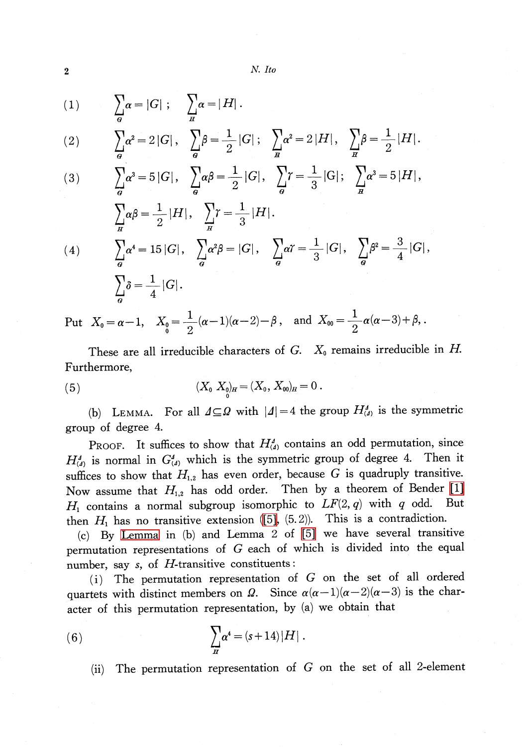$$(1) \qquad \sum_G \alpha = |G| \; ; \quad \sum_H \alpha = |H| .$$

$$(2) \qquad \sum_G \alpha^2 = 2|G| , \quad \sum_G \beta = \frac{1}{2}|G| \; ; \quad \sum_H \alpha^2 = 2|H| , \quad \sum_H \beta = \frac{1}{2}|H| .$$

$$(3) \qquad \sum_G \alpha^3 = 5|G| , \quad \sum_G \alpha\beta = \frac{1}{2}|G| , \quad \sum_G \gamma = \frac{1}{3}|G| \; ; \quad \sum_H \alpha^3 = 5|H| ,$$

$$\sum_H \alpha\beta = \frac{1}{2}|H| , \quad \sum_H \gamma = \frac{1}{3}|H| .$$

$$(4) \qquad \sum_G \alpha^4 = 15|G| , \quad \sum_G \alpha^2\beta = |G| , \quad \sum_G \alpha\gamma = \frac{1}{3}|G| , \quad \sum_G \beta^2 = \frac{3}{4}|G| ,$$

$$\sum_G \delta = \frac{1}{4}|G| .$$

Put $X_0 = \alpha - 1$, $X_{\underset{0}{0}} = \frac{1}{2}(\alpha-1)(\alpha-2) - \beta$, and $X_{00} = \frac{1}{2}\alpha(\alpha-3) + \beta$, .

These are all irreducible characters of $G$. $X_0$ remains irreducible in $H$. Furthermore,

$$(5) \qquad (X_0 \, X_{\underset{0}{0}})_H = (X_0, X_{00})_H = 0 .$$

(b) LEMMA. For all $\Delta \subseteq \Omega$ with $|\Delta| = 4$ the group $H^{\Delta}_{(\Delta)}$ is the symmetric group of degree 4.

PROOF. It suffices to show that $H^{\Delta}_{(\Delta)}$ contains an odd permutation, since $H^{\Delta}_{(\Delta)}$ is normal in $G^{\Delta}_{(\Delta)}$ which is the symmetric group of degree 4. Then it suffices to show that $H_{1,2}$ has even order, because $G$ is quadruply transitive. Now assume that $H_{1,2}$ has odd order. Then by a theorem of Bender [1] $H_1$ contains a normal subgroup isomorphic to $LF(2, q)$ with $q$ odd. But then $H_1$ has no transitive extension ([5], (5.2)). This is a contradiction.

(c) By Lemma in (b) and Lemma 2 of [5] we have several transitive permutation representations of $G$ each of which is divided into the equal number, say $s$, of $H$-transitive constituents:

(i) The permutation representation of $G$ on the set of all ordered quartets with distinct members on $\Omega$. Since $\alpha(\alpha-1)(\alpha-2)(\alpha-3)$ is the character of this permutation representation, by (a) we obtain that

$$(6) \qquad \sum_H \alpha^4 = (s+14)|H| .$$

(ii) The permutation representation of $G$ on the set of all 2-element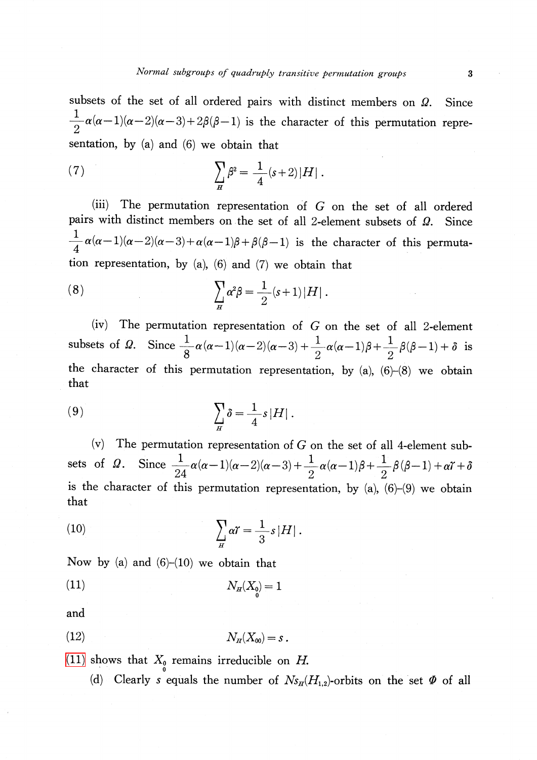subsets of the set of all ordered pairs with distinct members on $\Omega$. Since $\frac{1}{2}\alpha(\alpha-1)(\alpha-2)(\alpha-3)+2\beta(\beta-1)$ is the character of this permutation representation, by (a) and (6) we obtain that

$$\sum_{H}\beta^2=\frac{1}{4}(s+2)|H|. \tag{7}$$

(iii) The permutation representation of $G$ on the set of all ordered pairs with distinct members on the set of all 2-element subsets of $\Omega$. Since $\frac{1}{4}\alpha(\alpha-1)(\alpha-2)(\alpha-3)+\alpha(\alpha-1)\beta+\beta(\beta-1)$ is the character of this permutation representation, by (a), (6) and (7) we obtain that

$$\sum_{H}\alpha^2\beta=\frac{1}{2}(s+1)|H|. \tag{8}$$

(iv) The permutation representation of $G$ on the set of all 2-element subsets of $\Omega$. Since $\frac{1}{8}\alpha(\alpha-1)(\alpha-2)(\alpha-3)+\frac{1}{2}\alpha(\alpha-1)\beta+\frac{1}{2}\beta(\beta-1)+\delta$ is the character of this permutation representation, by (a), (6)–(8) we obtain that

$$\sum_{H}\delta=\frac{1}{4}s|H|. \tag{9}$$

(v) The permutation representation of $G$ on the set of all 4-element subsets of $\Omega$. Since $\frac{1}{24}\alpha(\alpha-1)(\alpha-2)(\alpha-3)+\frac{1}{2}\alpha(\alpha-1)\beta+\frac{1}{2}\beta(\beta-1)+\alpha\gamma+\delta$ is the character of this permutation representation, by (a), (6)–(9) we obtain that

$$\sum_{H}\alpha\gamma=\frac{1}{3}s|H|. \tag{10}$$

Now by (a) and (6)–(10) we obtain that

$$N_H(X_{\underset{0}{0}})=1 \tag{11}$$

and

$$N_H(X_{00})=s. \tag{12}$$

(11) shows that $X_{\underset{0}{0}}$ remains irreducible on $H$.

(d) Clearly $s$ equals the number of $Ns_H(H_{1,2})$-orbits on the set $\Phi$ of all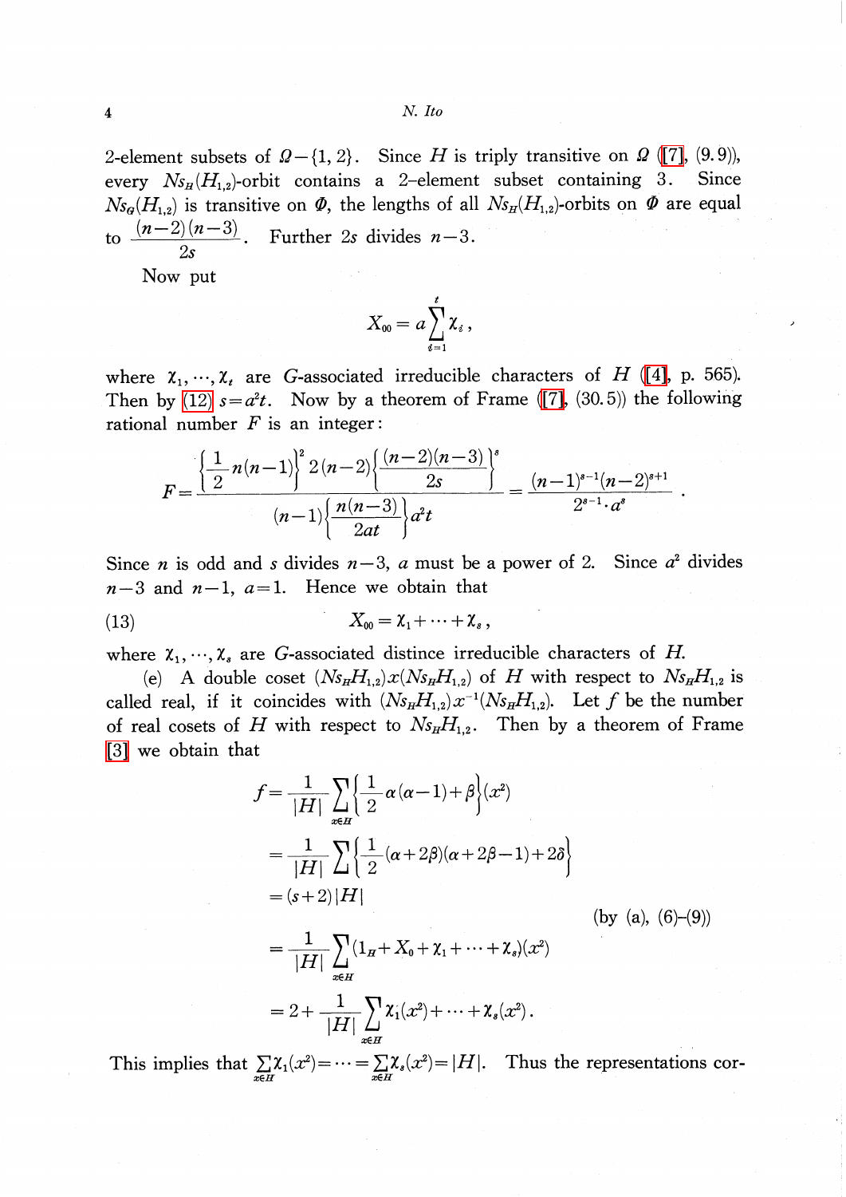2-element subsets of $\Omega-\{1, 2\}$. Since $H$ is triply transitive on $\Omega$ ([7], (9.9)), every $Ns_H(H_{1,2})$-orbit contains a 2-element subset containing 3. Since $Ns_G(H_{1,2})$ is transitive on $\Phi$, the lengths of all $Ns_H(H_{1,2})$-orbits on $\Phi$ are equal to $\frac{(n-2)(n-3)}{2s}$. Further $2s$ divides $n-3$.

Now put

$$X_{00}=a\sum_{i=1}^{t}\chi_i,$$

where $\chi_1,\cdots,\chi_t$ are $G$-associated irreducible characters of $H$ ([4], p. 565). Then by (12) $s=a^2t$. Now by a theorem of Frame ([7], (30.5)) the following rational number $F$ is an integer:

$$F=\frac{\left\{\frac{1}{2}n(n-1)\right\}^2 2(n-2)\left\{\frac{(n-2)(n-3)}{2s}\right\}^s}{(n-1)\left\{\frac{n(n-3)}{2at}\right\}a^2t}=\frac{(n-1)^{s-1}(n-2)^{s+1}}{2^{s-1}\cdot a^s}.$$

Since $n$ is odd and $s$ divides $n-3$, $a$ must be a power of 2. Since $a^2$ divides $n-3$ and $n-1$, $a=1$. Hence we obtain that

$$X_{00}=\chi_1+\cdots+\chi_s, \tag{13}$$

where $\chi_1,\cdots,\chi_s$ are $G$-associated distince irreducible characters of $H$.

(e) A double coset $(Ns_H H_{1,2})x(Ns_H H_{1,2})$ of $H$ with respect to $Ns_H H_{1,2}$ is called real, if it coincides with $(Ns_H H_{1,2})x^{-1}(Ns_H H_{1,2})$. Let $f$ be the number of real cosets of $H$ with respect to $Ns_H H_{1,2}$. Then by a theorem of Frame [3] we obtain that

$$\begin{aligned}
f&=\frac{1}{|H|}\sum_{x\in H}\left\{\frac{1}{2}\alpha(\alpha-1)+\beta\right\}(x^2)\\
&=\frac{1}{|H|}\sum\left\{\frac{1}{2}(\alpha+2\beta)(\alpha+2\beta-1)+2\delta\right\}\\
&=(s+2)|H| \qquad\qquad \text{(by (a), (6)–(9))}\\
&=\frac{1}{|H|}\sum_{x\in H}(1_H+X_0+\chi_1+\cdots+\chi_s)(x^2)\\
&=2+\frac{1}{|H|}\sum_{x\in H}\chi_1(x^2)+\cdots+\chi_s(x^2).
\end{aligned}$$

This implies that $\sum_{x\in H}\chi_1(x^2)=\cdots=\sum_{x\in H}\chi_s(x^2)=|H|$. Thus the representations cor-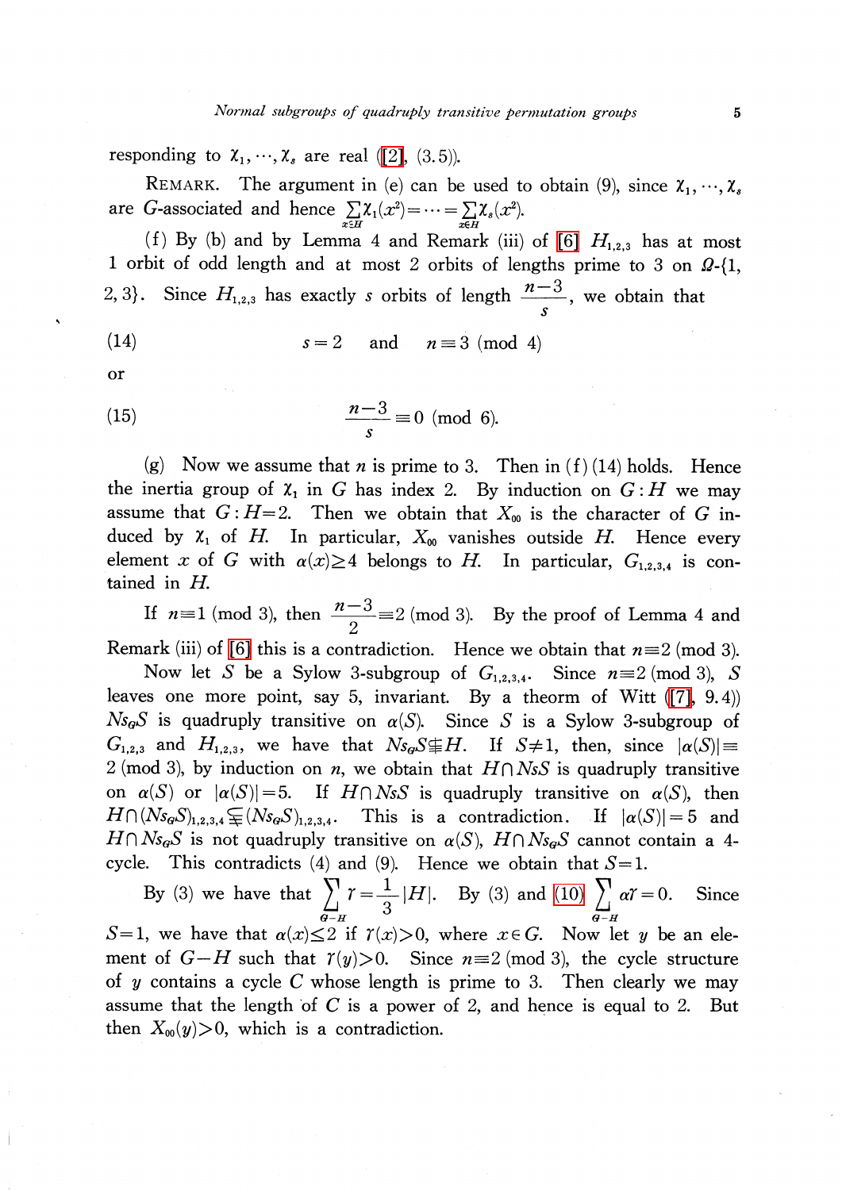responding to $\chi_1, \cdots, \chi_s$ are real ([2], (3.5)).

REMARK. The argument in (e) can be used to obtain (9), since $\chi_1, \cdots, \chi_s$ are $G$-associated and hence $\sum_{x \in H} \chi_1(x^2) = \cdots = \sum_{x \in H} \chi_s(x^2)$.

(f) By (b) and by Lemma 4 and Remark (iii) of [6] $H_{1,2,3}$ has at most 1 orbit of odd length and at most 2 orbits of lengths prime to 3 on $\Omega$-{1, 2, 3}. Since $H_{1,2,3}$ has exactly $s$ orbits of length $\frac{n-3}{s}$, we obtain that

$$(14) \qquad s=2 \quad \text{and} \quad n \equiv 3 \pmod 4)$$

or

$$(15) \qquad \frac{n-3}{s} \equiv 0 \pmod 6.$$

(g) Now we assume that $n$ is prime to 3. Then in (f) (14) holds. Hence the inertia group of $\chi_1$ in $G$ has index 2. By induction on $G:H$ we may assume that $G:H=2$. Then we obtain that $X_{00}$ is the character of $G$ induced by $\chi_1$ of $H$. In particular, $X_{00}$ vanishes outside $H$. Hence every element $x$ of $G$ with $\alpha(x) \geq 4$ belongs to $H$. In particular, $G_{1,2,3,4}$ is contained in $H$.

If $n \equiv 1 \pmod 3$, then $\frac{n-3}{2} \equiv 2 \pmod 3$. By the proof of Lemma 4 and Remark (iii) of [6] this is a contradiction. Hence we obtain that $n \equiv 2 \pmod 3$.

Now let $S$ be a Sylow 3-subgroup of $G_{1,2,3,4}$. Since $n \equiv 2 \pmod 3$, $S$ leaves one more point, say 5, invariant. By a theorm of Witt ([7], 9.4)) $N s_G S$ is quadruply transitive on $\alpha(S)$. Since $S$ is a Sylow 3-subgroup of $G_{1,2,3}$ and $H_{1,2,3}$, we have that $N s_G S \not\subseteq H$. If $S \neq 1$, then, since $|\alpha(S)| \equiv 2 \pmod 3$, by induction on $n$, we obtain that $H \cap N s S$ is quadruply transitive on $\alpha(S)$ or $|\alpha(S)|=5$. If $H \cap N s S$ is quadruply transitive on $\alpha(S)$, then $H \cap (N s_G S)_{1,2,3,4} \subsetneqq (N s_G S)_{1,2,3,4}$. This is a contradiction. If $|\alpha(S)|=5$ and $H \cap N s_G S$ is not quadruply transitive on $\alpha(S)$, $H \cap N s_G S$ cannot contain a 4-cycle. This contradicts (4) and (9). Hence we obtain that $S=1$.

By (3) we have that $\sum_{G-H} \gamma = \frac{1}{3}|H|$. By (3) and (10) $\sum_{G-H} \alpha\gamma = 0$. Since $S=1$, we have that $\alpha(x) \leq 2$ if $\gamma(x)>0$, where $x \in G$. Now let $y$ be an element of $G-H$ such that $\gamma(y)>0$. Since $n \equiv 2 \pmod 3$, the cycle structure of $y$ contains a cycle $C$ whose length is prime to 3. Then clearly we may assume that the length of $C$ is a power of 2, and hence is equal to 2. But then $X_{00}(y)>0$, which is a contradiction.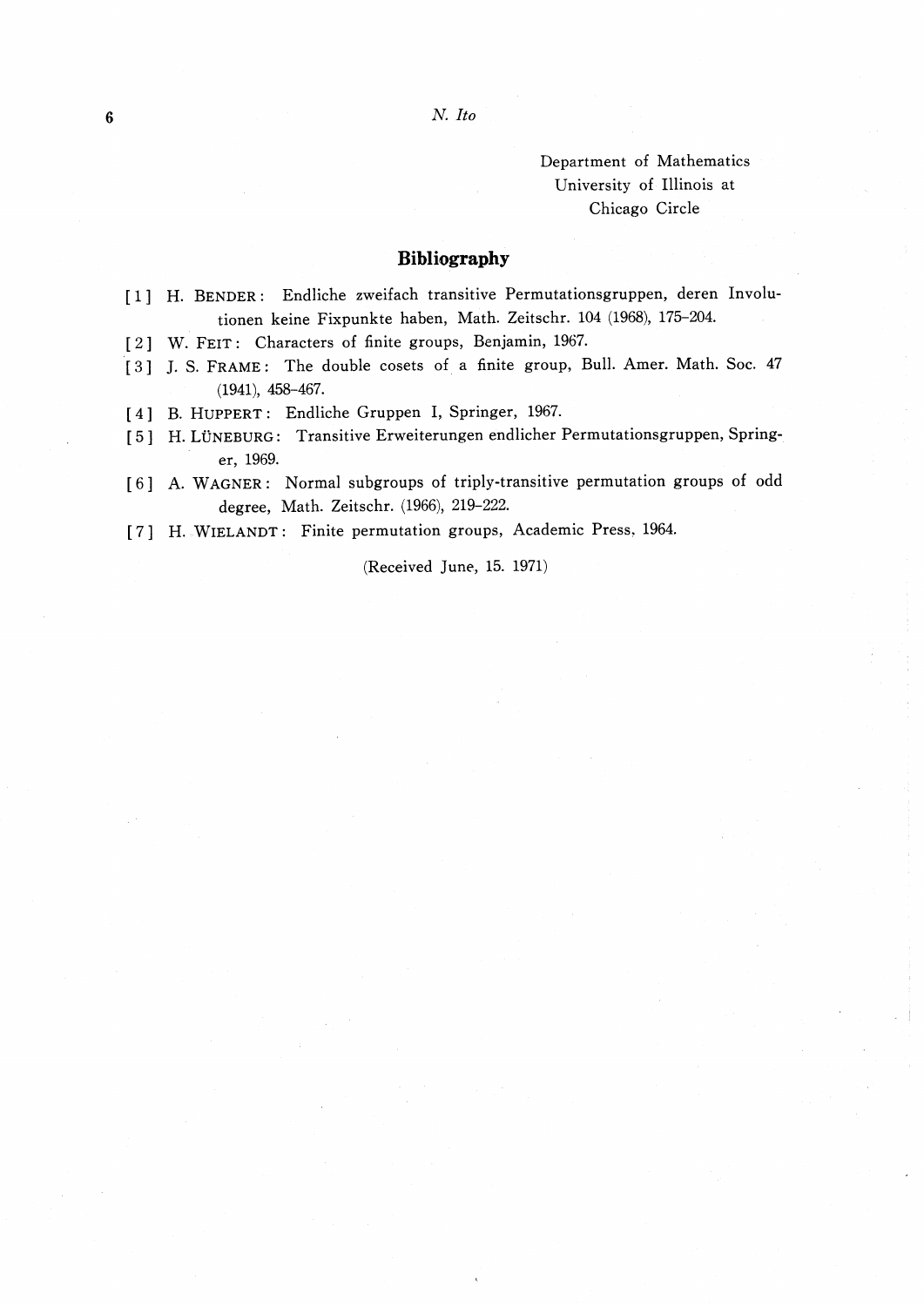Department of Mathematics
University of Illinois at
Chicago Circle

## Bibliography

[1] H. Bender: Endliche zweifach transitive Permutationsgruppen, deren Involutionen keine Fixpunkte haben, Math. Zeitschr. 104 (1968), 175–204.

[2] W. Feit: Characters of finite groups, Benjamin, 1967.

[3] J. S. Frame: The double cosets of a finite group, Bull. Amer. Math. Soc. 47 (1941), 458–467.

[4] B. Huppert: Endliche Gruppen I, Springer, 1967.

[5] H. Lüneburg: Transitive Erweiterungen endlicher Permutationsgruppen, Springer, 1969.

[6] A. Wagner: Normal subgroups of triply-transitive permutation groups of odd degree, Math. Zeitschr. (1966), 219–222.

[7] H. Wielandt: Finite permutation groups, Academic Press, 1964.

(Received June, 15. 1971)